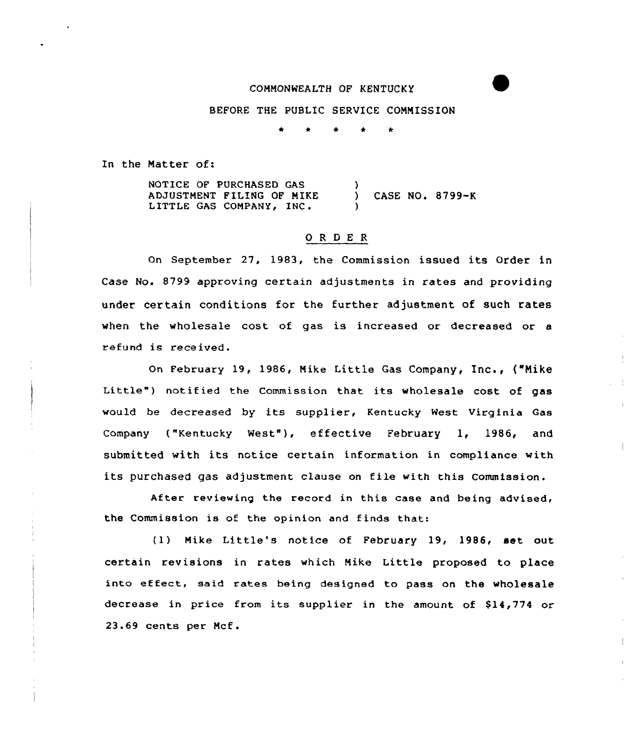COMMONWEALTH OF KENTUCKY

BEFORE THE PUBLIC SERVICE COMMISSION

\* \* \* \* \*

In the Matter of:

NOTICE OF PURCHASED GAS ADJUSTMENT FILING OF MIKE LITTLE GAS COMPANY, INC. ) CASE NO. 8799-K

## ORDER

On September 27, 1983, the Commission issued its Order in Case No. 8799 approving certain adjustments in rates and providing under certain conditions for the further adjustment of such rates when the wholesale cost of gas is increased or decreased or a refund is received.

On February 19, 1986, Mike Little Gas Company, Inc., ("Mike Little") notified the Commission that its wholesale cost of gas would be decreased by its supplier, Kentucky West Virginia Gas Company ("Kentucky West"), effective February 1, 1986, and submitted with its notice certain information in compliance with its purchased gas adjustment clause on file with this Commission.

After reviewing the record in this case and being advised, the Commission is of the opinion and finds that:

(1) Mike Little's notice of February 19, 1986, set out certain revisions in rates which Mike Little proposed to place into effect, said rates being designed to pass on the wholesale decrease in price from its supplier in the amount of $14,774 or 23.69 cents per Mcf.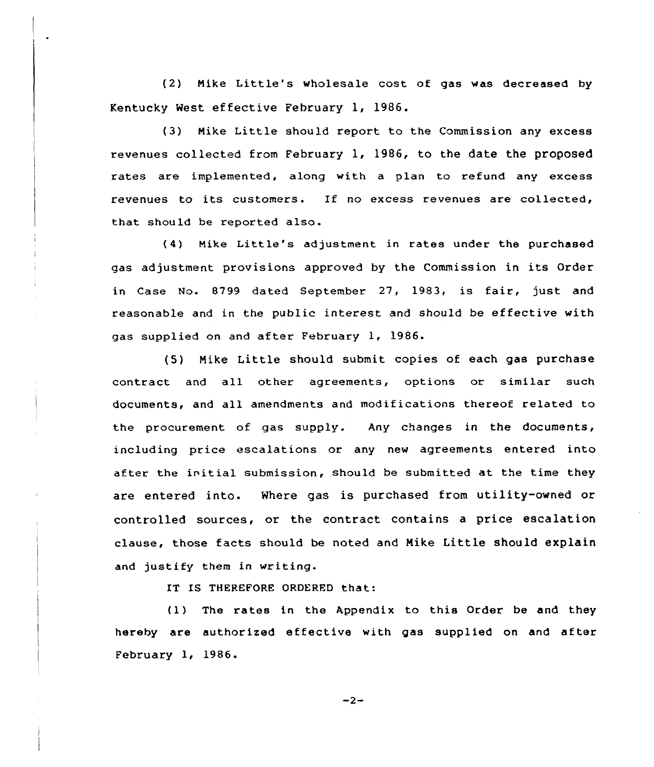(2) Mike Little's wholesale cost of gas was decreased by Kentucky West effective February 1, 1986.

(3) Mike Little should report to the Commission any excess revenues collected from February 1, 1986, to the date the proposed rates are implemented, along with a plan to refund any excess revenues to its customers. If no excess revenues are collected, that should be reported also.

(4) Mike Little's adjustment in rates under the purchased gas adjustment provisions approved by the Commission in its Order in Case No. 8799 dated September 27, 1983, is fair, just and reasonable and in the public interest and should be effective with gas supplied on and after February 1, 1986.

(5) Mike Little should submit copies of each gas purchase contract and all other agreements, options or similar such documents, and all amendments and modifications thereof related to the procurement of gas supply. Any changes in the documents, including price escalations or any new agreements entered into after the initial submission, should be submitted at the time they are entered into. Where gas is purchased from utility-owned or controlled sources, or the contract contains a price escalation clause, those facts should be noted and Mike Little should explain and justify them in writing.

IT IS THEREFORE ORDERED that:

(1) The rates in the Appendix to this Order be and they hereby are authorized effective with gas supplied on and after February 1, 1986.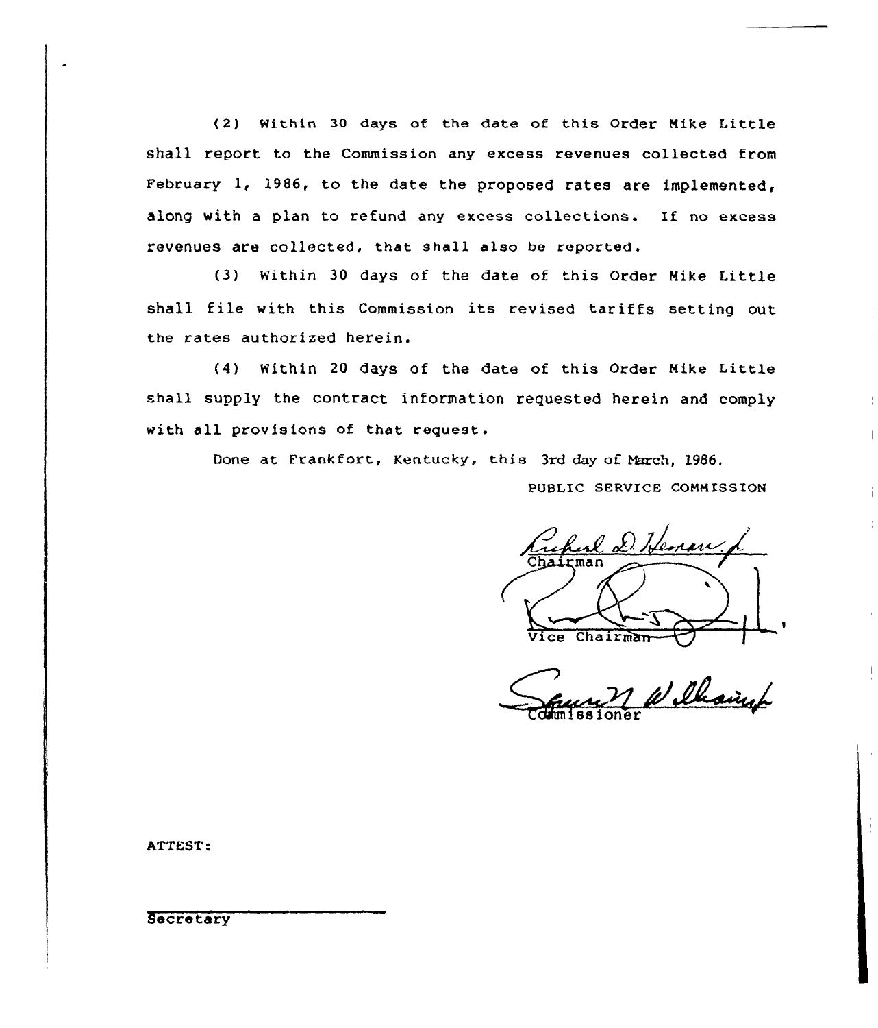(2) Within 30 days of the date of this Order Mike Little shall report to the Commission any excess revenues collected from February 1, 1986, to the date the proposed rates are implemented, along with a plan to refund any excess collections. If no excess revenues are collected, that shall also be reported.

(3) Within 30 days of the date of this Order Mike Little shall file with this Commission its revised tariffs setting out the rates authorized herein.

(4) Within 20 days of the date of this Order Mike Little shall supply the contract information requested herein and comply with all provisions of that request.

Done at Frankfort, Kentucky, this 3rd day of March, 1986.

PUBLIC SERVICE COMMISSION

Chairman

Vice Chairman

Commissioner

ATTEST:

Secretary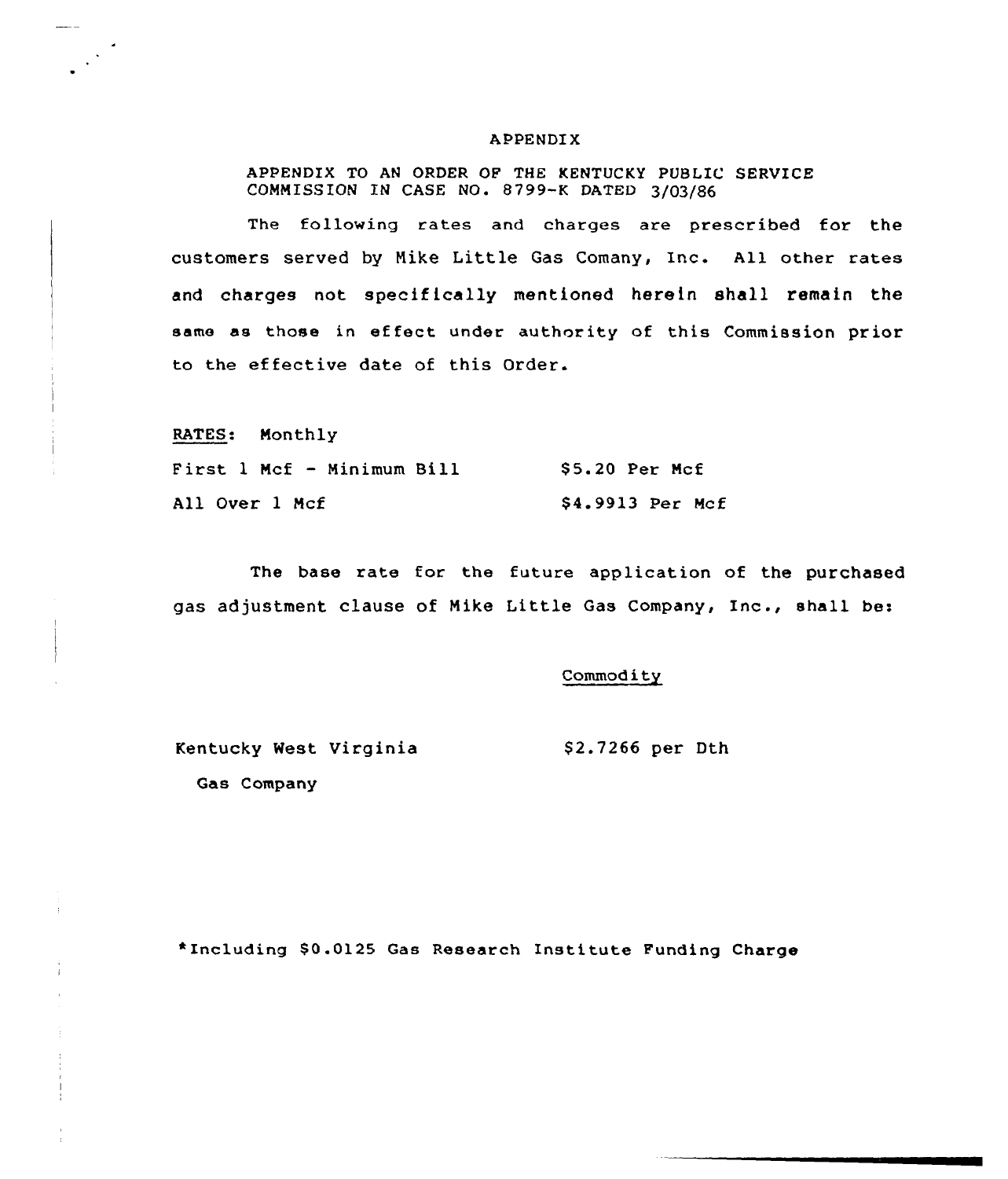# APPENDIX

APPENDIX TO AN ORDER OF THE KENTUCKY PUBLIC SERVICE COMMISSION IN CASE NO. 8799-K DATED 3/03/86

The following rates and charges are prescribed for the customers served by Mike Little Gas Comany, Inc. All other rates and charges not specifically mentioned herein shall remain the same as those in effect under authority of this Commission prior to the effective date of this Order.

RATES: Monthly

| | |
|---|---|
| First 1 Mcf - Minimum Bill | $5.20 Per Mcf |
| All Over 1 Mcf | $4.9913 Per Mcf |

The base rate for the future application of the purchased gas adjustment clause of Mike Little Gas Company, Inc., shall be:

| | Commodity |
|---|---|
| Kentucky West Virginia Gas Company | $2.7266 per Dth |

*Including $0.0125 Gas Research Institute Funding Charge